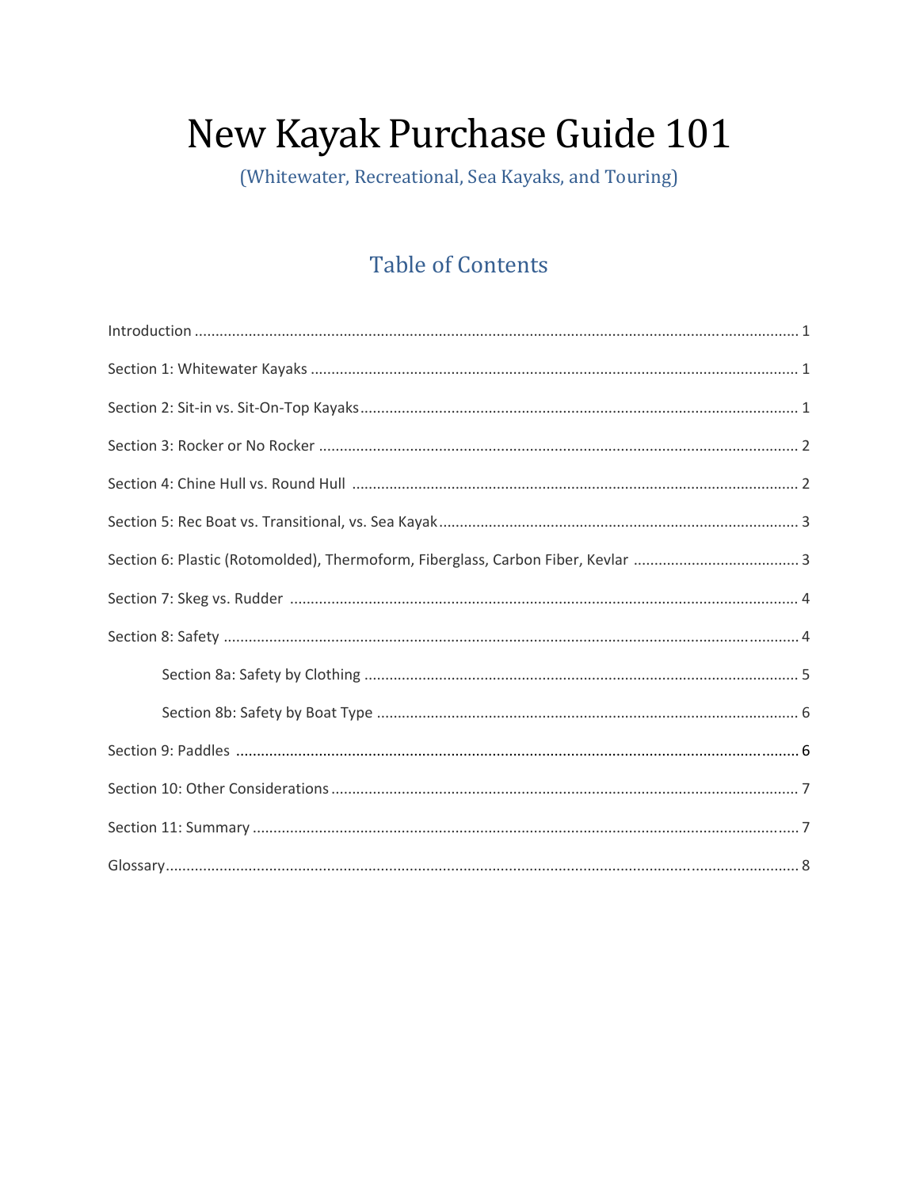# New Kayak Purchase Guide 101

(Whitewater, Recreational, Sea Kayaks, and Touring)

## Table of Contents

Introduction ........................................................................................................ 1

Section 1: Whitewater Kayaks ........................................................................ 1

Section 2: Sit-in vs. Sit-On-Top Kayaks ........................................................ 1

Section 3: Rocker or No Rocker ..................................................................... 2

Section 4: Chine Hull vs. Round Hull ............................................................ 2

Section 5: Rec Boat vs. Transitional, vs. Sea Kayak ..................................... 3

Section 6: Plastic (Rotomolded), Thermoform, Fiberglass, Carbon Fiber, Kevlar ........................................ 3

Section 7: Skeg vs. Rudder ............................................................................ 4

Section 8: Safety ............................................................................................ 4

    Section 8a: Safety by Clothing ................................................................. 5

    Section 8b: Safety by Boat Type ............................................................. 6

Section 9: Paddles .......................................................................................... 6

Section 10: Other Considerations ................................................................... 7

Section 11: Summary ...................................................................................... 7

Glossary .......................................................................................................... 8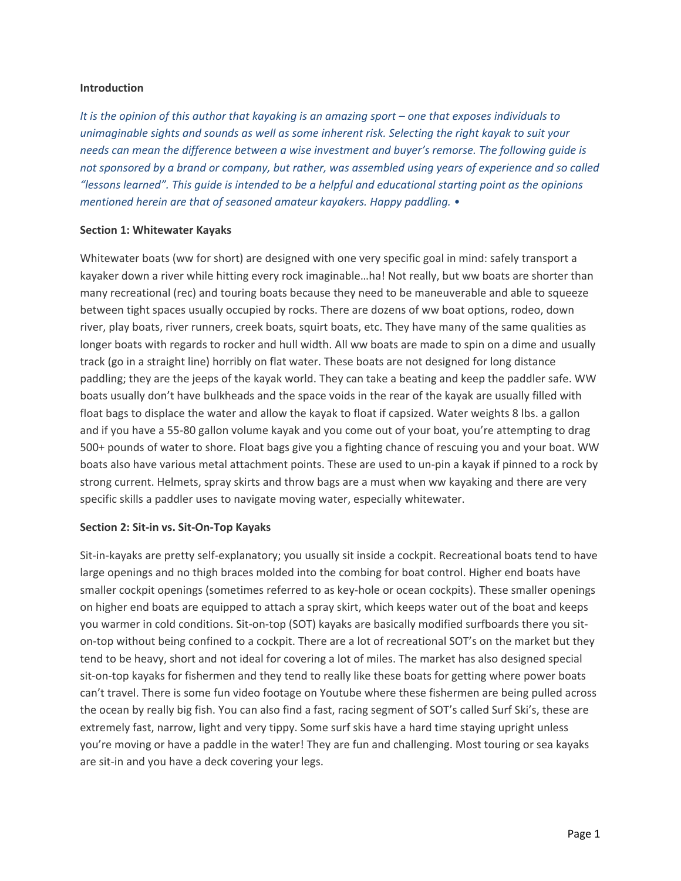**Introduction**

*It is the opinion of this author that kayaking is an amazing sport – one that exposes individuals to unimaginable sights and sounds as well as some inherent risk. Selecting the right kayak to suit your needs can mean the difference between a wise investment and buyer's remorse. The following guide is not sponsored by a brand or company, but rather, was assembled using years of experience and so called "lessons learned". This guide is intended to be a helpful and educational starting point as the opinions mentioned herein are that of seasoned amateur kayakers. Happy paddling. •*

**Section 1: Whitewater Kayaks**

Whitewater boats (ww for short) are designed with one very specific goal in mind: safely transport a kayaker down a river while hitting every rock imaginable…ha! Not really, but ww boats are shorter than many recreational (rec) and touring boats because they need to be maneuverable and able to squeeze between tight spaces usually occupied by rocks. There are dozens of ww boat options, rodeo, down river, play boats, river runners, creek boats, squirt boats, etc. They have many of the same qualities as longer boats with regards to rocker and hull width. All ww boats are made to spin on a dime and usually track (go in a straight line) horribly on flat water. These boats are not designed for long distance paddling; they are the jeeps of the kayak world. They can take a beating and keep the paddler safe. WW boats usually don't have bulkheads and the space voids in the rear of the kayak are usually filled with float bags to displace the water and allow the kayak to float if capsized. Water weights 8 lbs. a gallon and if you have a 55-80 gallon volume kayak and you come out of your boat, you're attempting to drag 500+ pounds of water to shore. Float bags give you a fighting chance of rescuing you and your boat. WW boats also have various metal attachment points. These are used to un-pin a kayak if pinned to a rock by strong current. Helmets, spray skirts and throw bags are a must when ww kayaking and there are very specific skills a paddler uses to navigate moving water, especially whitewater.

**Section 2: Sit-in vs. Sit-On-Top Kayaks**

Sit-in-kayaks are pretty self-explanatory; you usually sit inside a cockpit. Recreational boats tend to have large openings and no thigh braces molded into the combing for boat control. Higher end boats have smaller cockpit openings (sometimes referred to as key-hole or ocean cockpits). These smaller openings on higher end boats are equipped to attach a spray skirt, which keeps water out of the boat and keeps you warmer in cold conditions. Sit-on-top (SOT) kayaks are basically modified surfboards there you sit-on-top without being confined to a cockpit. There are a lot of recreational SOT's on the market but they tend to be heavy, short and not ideal for covering a lot of miles. The market has also designed special sit-on-top kayaks for fishermen and they tend to really like these boats for getting where power boats can't travel. There is some fun video footage on Youtube where these fishermen are being pulled across the ocean by really big fish. You can also find a fast, racing segment of SOT's called Surf Ski's, these are extremely fast, narrow, light and very tippy. Some surf skis have a hard time staying upright unless you're moving or have a paddle in the water! They are fun and challenging. Most touring or sea kayaks are sit-in and you have a deck covering your legs.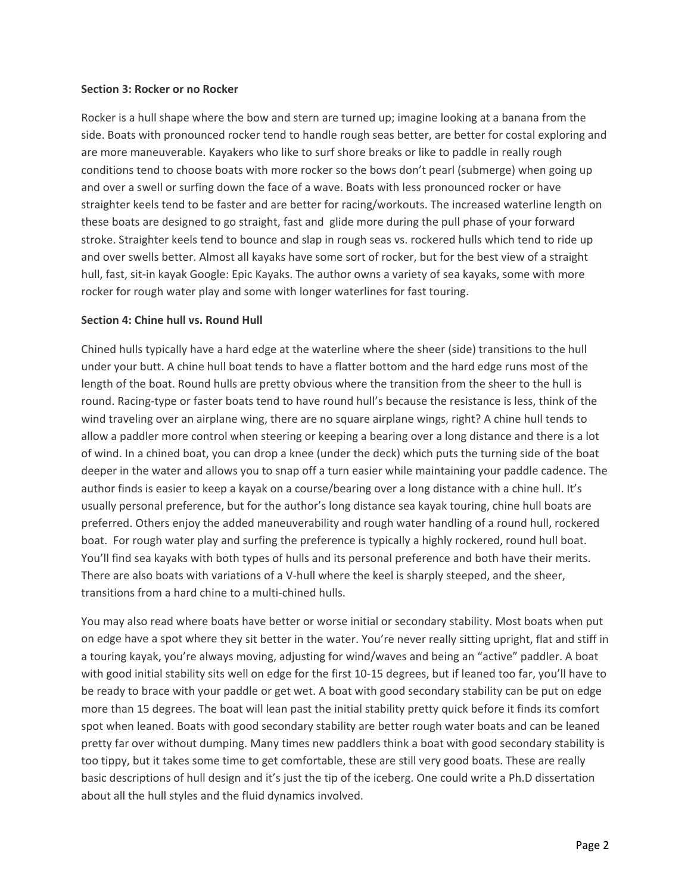**Section 3: Rocker or no Rocker**

Rocker is a hull shape where the bow and stern are turned up; imagine looking at a banana from the side. Boats with pronounced rocker tend to handle rough seas better, are better for costal exploring and are more maneuverable. Kayakers who like to surf shore breaks or like to paddle in really rough conditions tend to choose boats with more rocker so the bows don't pearl (submerge) when going up and over a swell or surfing down the face of a wave. Boats with less pronounced rocker or have straighter keels tend to be faster and are better for racing/workouts. The increased waterline length on these boats are designed to go straight, fast and glide more during the pull phase of your forward stroke. Straighter keels tend to bounce and slap in rough seas vs. rockered hulls which tend to ride up and over swells better. Almost all kayaks have some sort of rocker, but for the best view of a straight hull, fast, sit-in kayak Google: Epic Kayaks. The author owns a variety of sea kayaks, some with more rocker for rough water play and some with longer waterlines for fast touring.

**Section 4: Chine hull vs. Round Hull**

Chined hulls typically have a hard edge at the waterline where the sheer (side) transitions to the hull under your butt. A chine hull boat tends to have a flatter bottom and the hard edge runs most of the length of the boat. Round hulls are pretty obvious where the transition from the sheer to the hull is round. Racing-type or faster boats tend to have round hull's because the resistance is less, think of the wind traveling over an airplane wing, there are no square airplane wings, right? A chine hull tends to allow a paddler more control when steering or keeping a bearing over a long distance and there is a lot of wind. In a chined boat, you can drop a knee (under the deck) which puts the turning side of the boat deeper in the water and allows you to snap off a turn easier while maintaining your paddle cadence. The author finds is easier to keep a kayak on a course/bearing over a long distance with a chine hull. It's usually personal preference, but for the author's long distance sea kayak touring, chine hull boats are preferred. Others enjoy the added maneuverability and rough water handling of a round hull, rockered boat. For rough water play and surfing the preference is typically a highly rockered, round hull boat. You'll find sea kayaks with both types of hulls and its personal preference and both have their merits. There are also boats with variations of a V-hull where the keel is sharply steeped, and the sheer, transitions from a hard chine to a multi-chined hulls.

You may also read where boats have better or worse initial or secondary stability. Most boats when put on edge have a spot where they sit better in the water. You're never really sitting upright, flat and stiff in a touring kayak, you're always moving, adjusting for wind/waves and being an "active" paddler. A boat with good initial stability sits well on edge for the first 10-15 degrees, but if leaned too far, you'll have to be ready to brace with your paddle or get wet. A boat with good secondary stability can be put on edge more than 15 degrees. The boat will lean past the initial stability pretty quick before it finds its comfort spot when leaned. Boats with good secondary stability are better rough water boats and can be leaned pretty far over without dumping. Many times new paddlers think a boat with good secondary stability is too tippy, but it takes some time to get comfortable, these are still very good boats. These are really basic descriptions of hull design and it's just the tip of the iceberg. One could write a Ph.D dissertation about all the hull styles and the fluid dynamics involved.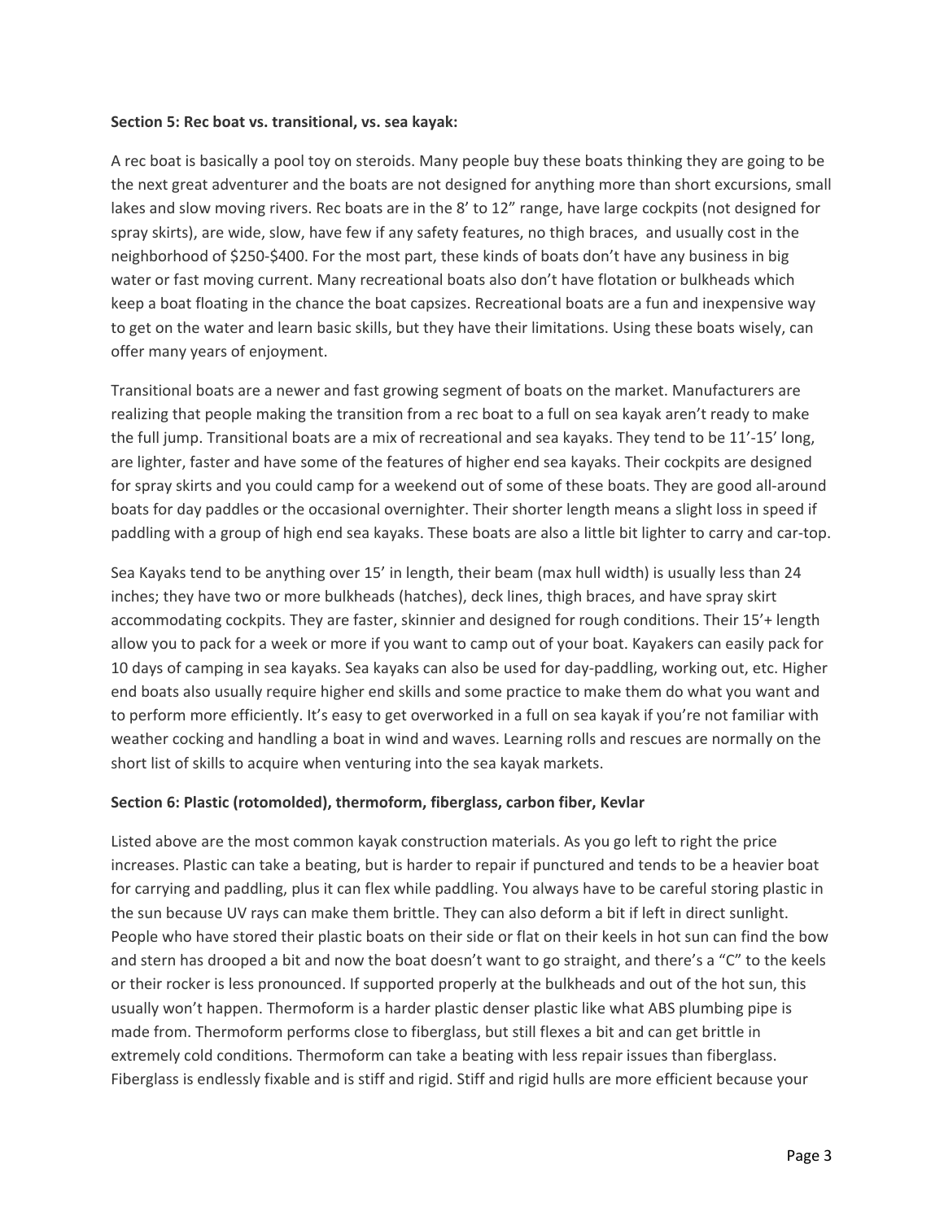**Section 5: Rec boat vs. transitional, vs. sea kayak:**

A rec boat is basically a pool toy on steroids. Many people buy these boats thinking they are going to be the next great adventurer and the boats are not designed for anything more than short excursions, small lakes and slow moving rivers. Rec boats are in the 8' to 12" range, have large cockpits (not designed for spray skirts), are wide, slow, have few if any safety features, no thigh braces, and usually cost in the neighborhood of $250-$400. For the most part, these kinds of boats don't have any business in big water or fast moving current. Many recreational boats also don't have flotation or bulkheads which keep a boat floating in the chance the boat capsizes. Recreational boats are a fun and inexpensive way to get on the water and learn basic skills, but they have their limitations. Using these boats wisely, can offer many years of enjoyment.

Transitional boats are a newer and fast growing segment of boats on the market. Manufacturers are realizing that people making the transition from a rec boat to a full on sea kayak aren't ready to make the full jump. Transitional boats are a mix of recreational and sea kayaks. They tend to be 11'-15' long, are lighter, faster and have some of the features of higher end sea kayaks. Their cockpits are designed for spray skirts and you could camp for a weekend out of some of these boats. They are good all-around boats for day paddles or the occasional overnighter. Their shorter length means a slight loss in speed if paddling with a group of high end sea kayaks. These boats are also a little bit lighter to carry and car-top.

Sea Kayaks tend to be anything over 15' in length, their beam (max hull width) is usually less than 24 inches; they have two or more bulkheads (hatches), deck lines, thigh braces, and have spray skirt accommodating cockpits. They are faster, skinnier and designed for rough conditions. Their 15'+ length allow you to pack for a week or more if you want to camp out of your boat. Kayakers can easily pack for 10 days of camping in sea kayaks. Sea kayaks can also be used for day-paddling, working out, etc. Higher end boats also usually require higher end skills and some practice to make them do what you want and to perform more efficiently. It's easy to get overworked in a full on sea kayak if you're not familiar with weather cocking and handling a boat in wind and waves. Learning rolls and rescues are normally on the short list of skills to acquire when venturing into the sea kayak markets.

**Section 6: Plastic (rotomolded), thermoform, fiberglass, carbon fiber, Kevlar**

Listed above are the most common kayak construction materials. As you go left to right the price increases. Plastic can take a beating, but is harder to repair if punctured and tends to be a heavier boat for carrying and paddling, plus it can flex while paddling. You always have to be careful storing plastic in the sun because UV rays can make them brittle. They can also deform a bit if left in direct sunlight. People who have stored their plastic boats on their side or flat on their keels in hot sun can find the bow and stern has drooped a bit and now the boat doesn't want to go straight, and there's a "C" to the keels or their rocker is less pronounced. If supported properly at the bulkheads and out of the hot sun, this usually won't happen. Thermoform is a harder plastic denser plastic like what ABS plumbing pipe is made from. Thermoform performs close to fiberglass, but still flexes a bit and can get brittle in extremely cold conditions. Thermoform can take a beating with less repair issues than fiberglass. Fiberglass is endlessly fixable and is stiff and rigid. Stiff and rigid hulls are more efficient because your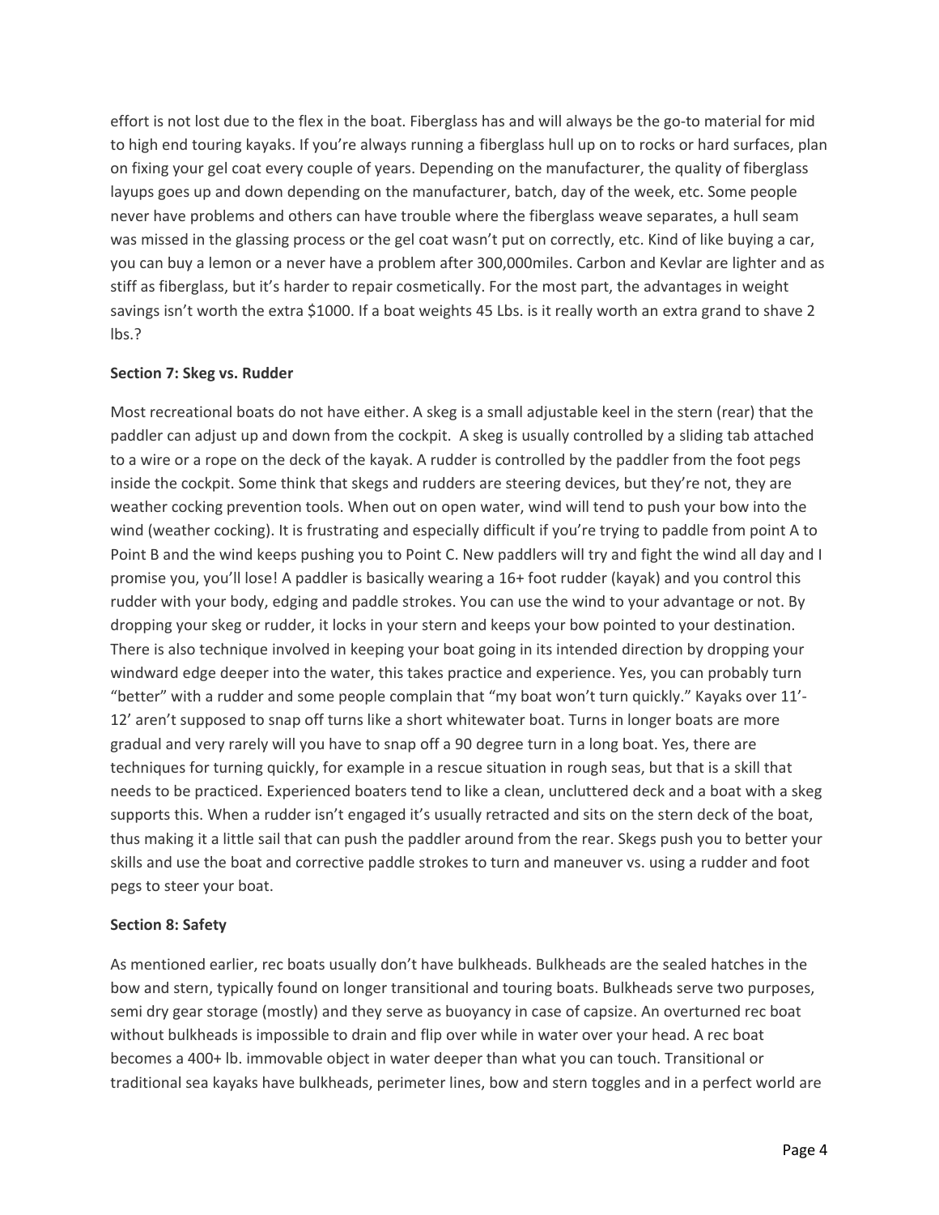effort is not lost due to the flex in the boat. Fiberglass has and will always be the go-to material for mid to high end touring kayaks. If you're always running a fiberglass hull up on to rocks or hard surfaces, plan on fixing your gel coat every couple of years. Depending on the manufacturer, the quality of fiberglass layups goes up and down depending on the manufacturer, batch, day of the week, etc. Some people never have problems and others can have trouble where the fiberglass weave separates, a hull seam was missed in the glassing process or the gel coat wasn't put on correctly, etc. Kind of like buying a car, you can buy a lemon or a never have a problem after 300,000miles. Carbon and Kevlar are lighter and as stiff as fiberglass, but it's harder to repair cosmetically. For the most part, the advantages in weight savings isn't worth the extra $1000. If a boat weights 45 Lbs. is it really worth an extra grand to shave 2 lbs.?

**Section 7: Skeg vs. Rudder**

Most recreational boats do not have either. A skeg is a small adjustable keel in the stern (rear) that the paddler can adjust up and down from the cockpit. A skeg is usually controlled by a sliding tab attached to a wire or a rope on the deck of the kayak. A rudder is controlled by the paddler from the foot pegs inside the cockpit. Some think that skegs and rudders are steering devices, but they're not, they are weather cocking prevention tools. When out on open water, wind will tend to push your bow into the wind (weather cocking). It is frustrating and especially difficult if you're trying to paddle from point A to Point B and the wind keeps pushing you to Point C. New paddlers will try and fight the wind all day and I promise you, you'll lose! A paddler is basically wearing a 16+ foot rudder (kayak) and you control this rudder with your body, edging and paddle strokes. You can use the wind to your advantage or not. By dropping your skeg or rudder, it locks in your stern and keeps your bow pointed to your destination. There is also technique involved in keeping your boat going in its intended direction by dropping your windward edge deeper into the water, this takes practice and experience. Yes, you can probably turn "better" with a rudder and some people complain that "my boat won't turn quickly." Kayaks over 11'-12' aren't supposed to snap off turns like a short whitewater boat. Turns in longer boats are more gradual and very rarely will you have to snap off a 90 degree turn in a long boat. Yes, there are techniques for turning quickly, for example in a rescue situation in rough seas, but that is a skill that needs to be practiced. Experienced boaters tend to like a clean, uncluttered deck and a boat with a skeg supports this. When a rudder isn't engaged it's usually retracted and sits on the stern deck of the boat, thus making it a little sail that can push the paddler around from the rear. Skegs push you to better your skills and use the boat and corrective paddle strokes to turn and maneuver vs. using a rudder and foot pegs to steer your boat.

**Section 8: Safety**

As mentioned earlier, rec boats usually don't have bulkheads. Bulkheads are the sealed hatches in the bow and stern, typically found on longer transitional and touring boats. Bulkheads serve two purposes, semi dry gear storage (mostly) and they serve as buoyancy in case of capsize. An overturned rec boat without bulkheads is impossible to drain and flip over while in water over your head. A rec boat becomes a 400+ lb. immovable object in water deeper than what you can touch. Transitional or traditional sea kayaks have bulkheads, perimeter lines, bow and stern toggles and in a perfect world are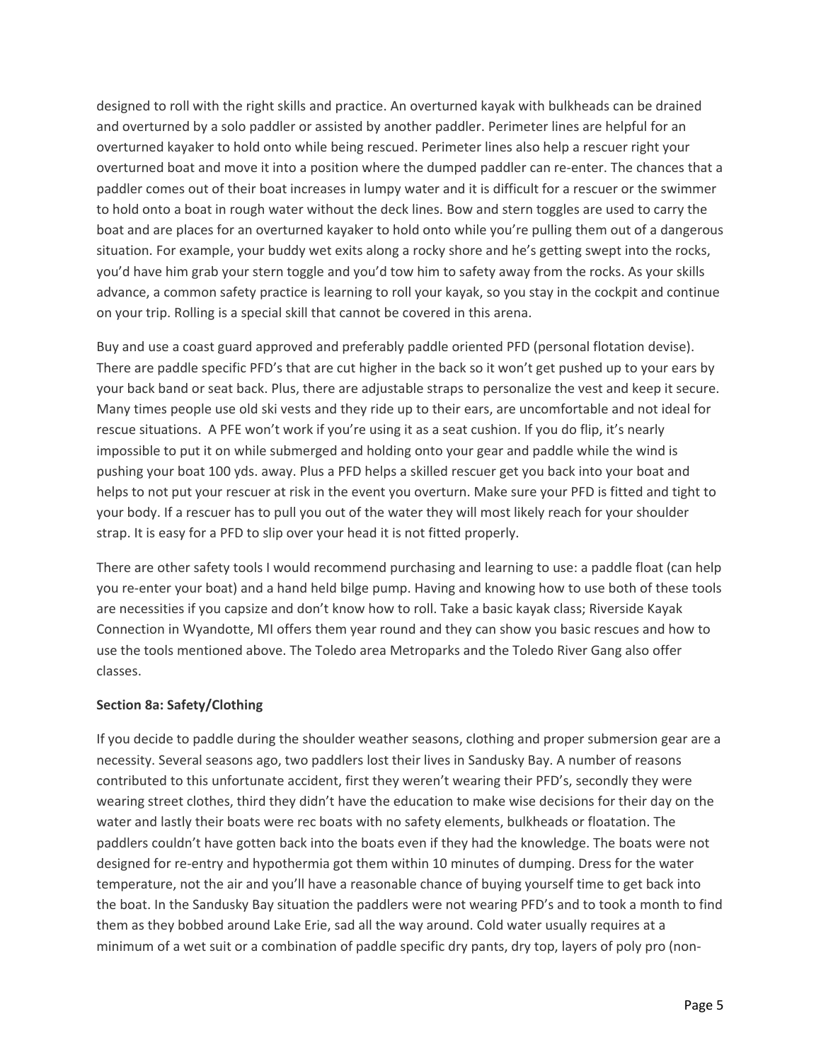designed to roll with the right skills and practice. An overturned kayak with bulkheads can be drained and overturned by a solo paddler or assisted by another paddler. Perimeter lines are helpful for an overturned kayaker to hold onto while being rescued. Perimeter lines also help a rescuer right your overturned boat and move it into a position where the dumped paddler can re-enter. The chances that a paddler comes out of their boat increases in lumpy water and it is difficult for a rescuer or the swimmer to hold onto a boat in rough water without the deck lines. Bow and stern toggles are used to carry the boat and are places for an overturned kayaker to hold onto while you're pulling them out of a dangerous situation. For example, your buddy wet exits along a rocky shore and he's getting swept into the rocks, you'd have him grab your stern toggle and you'd tow him to safety away from the rocks. As your skills advance, a common safety practice is learning to roll your kayak, so you stay in the cockpit and continue on your trip. Rolling is a special skill that cannot be covered in this arena.

Buy and use a coast guard approved and preferably paddle oriented PFD (personal flotation devise). There are paddle specific PFD's that are cut higher in the back so it won't get pushed up to your ears by your back band or seat back. Plus, there are adjustable straps to personalize the vest and keep it secure. Many times people use old ski vests and they ride up to their ears, are uncomfortable and not ideal for rescue situations. A PFE won't work if you're using it as a seat cushion. If you do flip, it's nearly impossible to put it on while submerged and holding onto your gear and paddle while the wind is pushing your boat 100 yds. away. Plus a PFD helps a skilled rescuer get you back into your boat and helps to not put your rescuer at risk in the event you overturn. Make sure your PFD is fitted and tight to your body. If a rescuer has to pull you out of the water they will most likely reach for your shoulder strap. It is easy for a PFD to slip over your head it is not fitted properly.

There are other safety tools I would recommend purchasing and learning to use: a paddle float (can help you re-enter your boat) and a hand held bilge pump. Having and knowing how to use both of these tools are necessities if you capsize and don't know how to roll. Take a basic kayak class; Riverside Kayak Connection in Wyandotte, MI offers them year round and they can show you basic rescues and how to use the tools mentioned above. The Toledo area Metroparks and the Toledo River Gang also offer classes.

**Section 8a: Safety/Clothing**

If you decide to paddle during the shoulder weather seasons, clothing and proper submersion gear are a necessity. Several seasons ago, two paddlers lost their lives in Sandusky Bay. A number of reasons contributed to this unfortunate accident, first they weren't wearing their PFD's, secondly they were wearing street clothes, third they didn't have the education to make wise decisions for their day on the water and lastly their boats were rec boats with no safety elements, bulkheads or floatation. The paddlers couldn't have gotten back into the boats even if they had the knowledge. The boats were not designed for re-entry and hypothermia got them within 10 minutes of dumping. Dress for the water temperature, not the air and you'll have a reasonable chance of buying yourself time to get back into the boat. In the Sandusky Bay situation the paddlers were not wearing PFD's and to took a month to find them as they bobbed around Lake Erie, sad all the way around. Cold water usually requires at a minimum of a wet suit or a combination of paddle specific dry pants, dry top, layers of poly pro (non-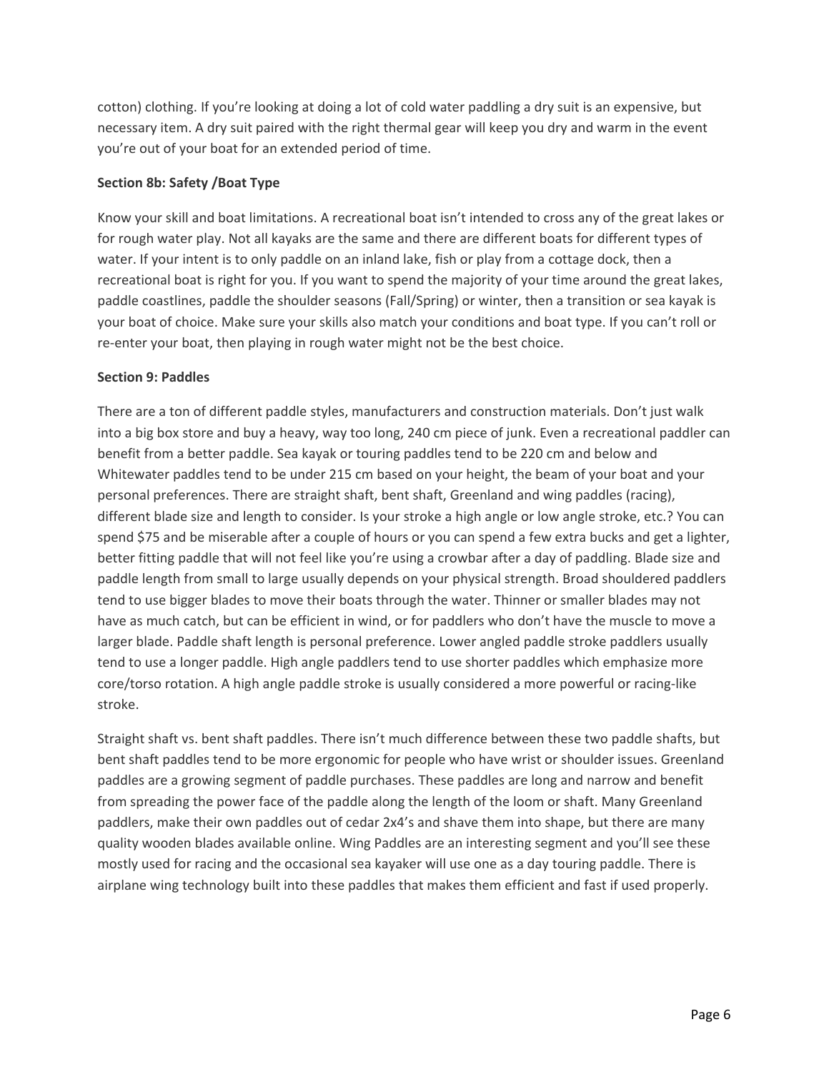cotton) clothing. If you're looking at doing a lot of cold water paddling a dry suit is an expensive, but necessary item. A dry suit paired with the right thermal gear will keep you dry and warm in the event you're out of your boat for an extended period of time.

**Section 8b: Safety /Boat Type**

Know your skill and boat limitations. A recreational boat isn't intended to cross any of the great lakes or for rough water play. Not all kayaks are the same and there are different boats for different types of water. If your intent is to only paddle on an inland lake, fish or play from a cottage dock, then a recreational boat is right for you. If you want to spend the majority of your time around the great lakes, paddle coastlines, paddle the shoulder seasons (Fall/Spring) or winter, then a transition or sea kayak is your boat of choice. Make sure your skills also match your conditions and boat type. If you can't roll or re-enter your boat, then playing in rough water might not be the best choice.

**Section 9: Paddles**

There are a ton of different paddle styles, manufacturers and construction materials. Don't just walk into a big box store and buy a heavy, way too long, 240 cm piece of junk. Even a recreational paddler can benefit from a better paddle. Sea kayak or touring paddles tend to be 220 cm and below and Whitewater paddles tend to be under 215 cm based on your height, the beam of your boat and your personal preferences. There are straight shaft, bent shaft, Greenland and wing paddles (racing), different blade size and length to consider. Is your stroke a high angle or low angle stroke, etc.? You can spend $75 and be miserable after a couple of hours or you can spend a few extra bucks and get a lighter, better fitting paddle that will not feel like you're using a crowbar after a day of paddling. Blade size and paddle length from small to large usually depends on your physical strength. Broad shouldered paddlers tend to use bigger blades to move their boats through the water. Thinner or smaller blades may not have as much catch, but can be efficient in wind, or for paddlers who don't have the muscle to move a larger blade. Paddle shaft length is personal preference. Lower angled paddle stroke paddlers usually tend to use a longer paddle. High angle paddlers tend to use shorter paddles which emphasize more core/torso rotation. A high angle paddle stroke is usually considered a more powerful or racing-like stroke.

Straight shaft vs. bent shaft paddles. There isn't much difference between these two paddle shafts, but bent shaft paddles tend to be more ergonomic for people who have wrist or shoulder issues. Greenland paddles are a growing segment of paddle purchases. These paddles are long and narrow and benefit from spreading the power face of the paddle along the length of the loom or shaft. Many Greenland paddlers, make their own paddles out of cedar 2x4's and shave them into shape, but there are many quality wooden blades available online. Wing Paddles are an interesting segment and you'll see these mostly used for racing and the occasional sea kayaker will use one as a day touring paddle. There is airplane wing technology built into these paddles that makes them efficient and fast if used properly.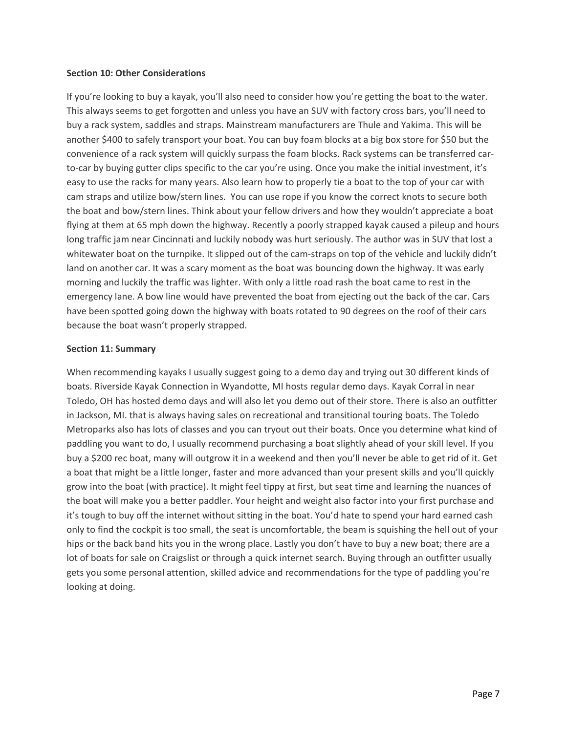**Section 10: Other Considerations**

If you're looking to buy a kayak, you'll also need to consider how you're getting the boat to the water. This always seems to get forgotten and unless you have an SUV with factory cross bars, you'll need to buy a rack system, saddles and straps. Mainstream manufacturers are Thule and Yakima. This will be another $400 to safely transport your boat. You can buy foam blocks at a big box store for $50 but the convenience of a rack system will quickly surpass the foam blocks. Rack systems can be transferred car-to-car by buying gutter clips specific to the car you're using. Once you make the initial investment, it's easy to use the racks for many years. Also learn how to properly tie a boat to the top of your car with cam straps and utilize bow/stern lines. You can use rope if you know the correct knots to secure both the boat and bow/stern lines. Think about your fellow drivers and how they wouldn't appreciate a boat flying at them at 65 mph down the highway. Recently a poorly strapped kayak caused a pileup and hours long traffic jam near Cincinnati and luckily nobody was hurt seriously. The author was in SUV that lost a whitewater boat on the turnpike. It slipped out of the cam-straps on top of the vehicle and luckily didn't land on another car. It was a scary moment as the boat was bouncing down the highway. It was early morning and luckily the traffic was lighter. With only a little road rash the boat came to rest in the emergency lane. A bow line would have prevented the boat from ejecting out the back of the car. Cars have been spotted going down the highway with boats rotated to 90 degrees on the roof of their cars because the boat wasn't properly strapped.

**Section 11: Summary**

When recommending kayaks I usually suggest going to a demo day and trying out 30 different kinds of boats. Riverside Kayak Connection in Wyandotte, MI hosts regular demo days. Kayak Corral in near Toledo, OH has hosted demo days and will also let you demo out of their store. There is also an outfitter in Jackson, MI. that is always having sales on recreational and transitional touring boats. The Toledo Metroparks also has lots of classes and you can tryout out their boats. Once you determine what kind of paddling you want to do, I usually recommend purchasing a boat slightly ahead of your skill level. If you buy a $200 rec boat, many will outgrow it in a weekend and then you'll never be able to get rid of it. Get a boat that might be a little longer, faster and more advanced than your present skills and you'll quickly grow into the boat (with practice). It might feel tippy at first, but seat time and learning the nuances of the boat will make you a better paddler. Your height and weight also factor into your first purchase and it's tough to buy off the internet without sitting in the boat. You'd hate to spend your hard earned cash only to find the cockpit is too small, the seat is uncomfortable, the beam is squishing the hell out of your hips or the back band hits you in the wrong place. Lastly you don't have to buy a new boat; there are a lot of boats for sale on Craigslist or through a quick internet search. Buying through an outfitter usually gets you some personal attention, skilled advice and recommendations for the type of paddling you're looking at doing.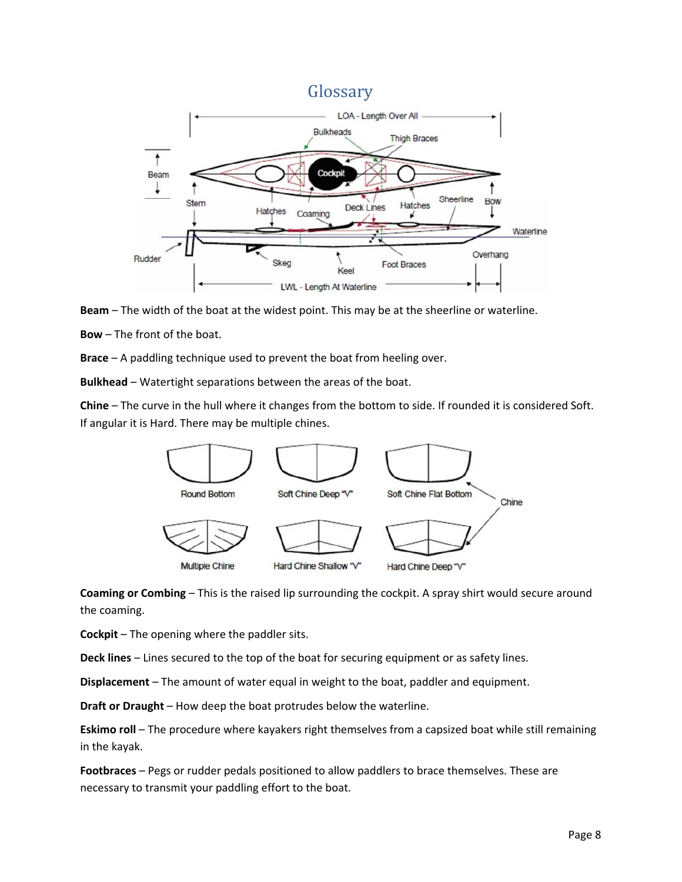# Glossary

**Beam** – The width of the boat at the widest point. This may be at the sheerline or waterline.

**Bow** – The front of the boat.

**Brace** – A paddling technique used to prevent the boat from heeling over.

**Bulkhead** – Watertight separations between the areas of the boat.

**Chine** – The curve in the hull where it changes from the bottom to side. If rounded it is considered Soft. If angular it is Hard. There may be multiple chines.

**Coaming or Combing** – This is the raised lip surrounding the cockpit. A spray shirt would secure around the coaming.

**Cockpit** – The opening where the paddler sits.

**Deck lines** – Lines secured to the top of the boat for securing equipment or as safety lines.

**Displacement** – The amount of water equal in weight to the boat, paddler and equipment.

**Draft or Draught** – How deep the boat protrudes below the waterline.

**Eskimo roll** – The procedure where kayakers right themselves from a capsized boat while still remaining in the kayak.

**Footbraces** – Pegs or rudder pedals positioned to allow paddlers to brace themselves. These are necessary to transmit your paddling effort to the boat.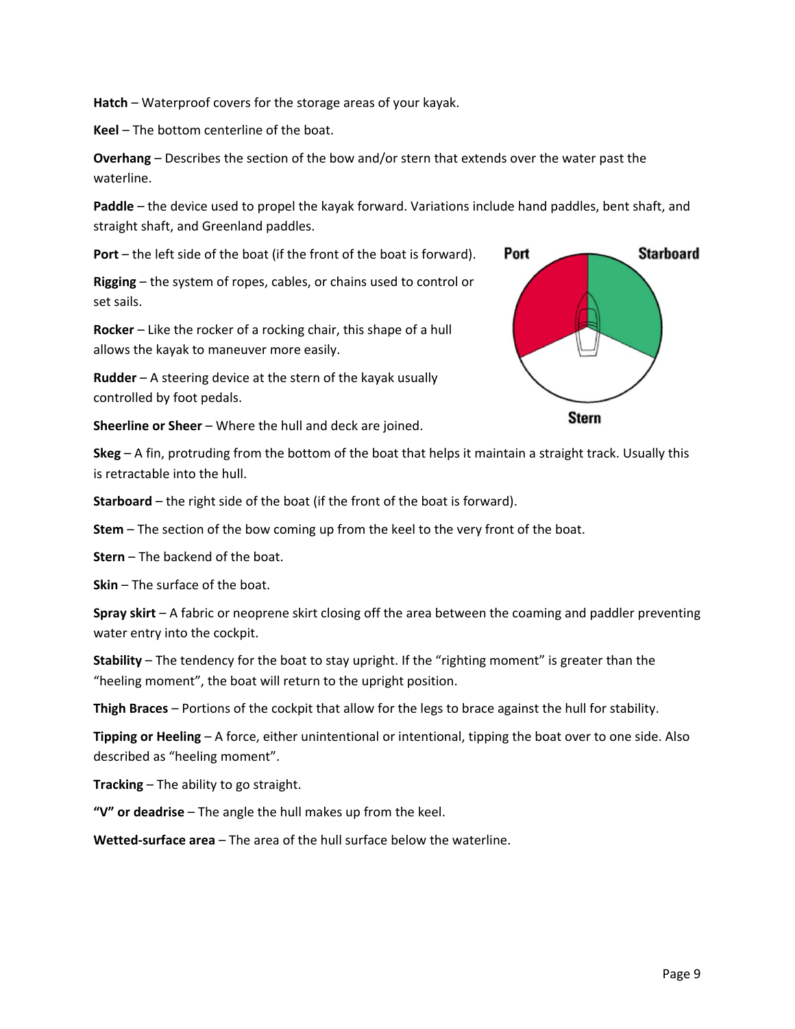**Hatch** – Waterproof covers for the storage areas of your kayak.

**Keel** – The bottom centerline of the boat.

**Overhang** – Describes the section of the bow and/or stern that extends over the water past the waterline.

**Paddle** – the device used to propel the kayak forward. Variations include hand paddles, bent shaft, and straight shaft, and Greenland paddles.

**Port** – the left side of the boat (if the front of the boat is forward).

**Rigging** – the system of ropes, cables, or chains used to control or set sails.

**Rocker** – Like the rocker of a rocking chair, this shape of a hull allows the kayak to maneuver more easily.

**Rudder** – A steering device at the stern of the kayak usually controlled by foot pedals.

**Sheerline or Sheer** – Where the hull and deck are joined.

Port

Starboard

Stern

**Skeg** – A fin, protruding from the bottom of the boat that helps it maintain a straight track. Usually this is retractable into the hull.

**Starboard** – the right side of the boat (if the front of the boat is forward).

**Stem** – The section of the bow coming up from the keel to the very front of the boat.

**Stern** – The backend of the boat.

**Skin** – The surface of the boat.

**Spray skirt** – A fabric or neoprene skirt closing off the area between the coaming and paddler preventing water entry into the cockpit.

**Stability** – The tendency for the boat to stay upright. If the "righting moment" is greater than the "heeling moment", the boat will return to the upright position.

**Thigh Braces** – Portions of the cockpit that allow for the legs to brace against the hull for stability.

**Tipping or Heeling** – A force, either unintentional or intentional, tipping the boat over to one side. Also described as "heeling moment".

**Tracking** – The ability to go straight.

**"V" or deadrise** – The angle the hull makes up from the keel.

**Wetted-surface area** – The area of the hull surface below the waterline.